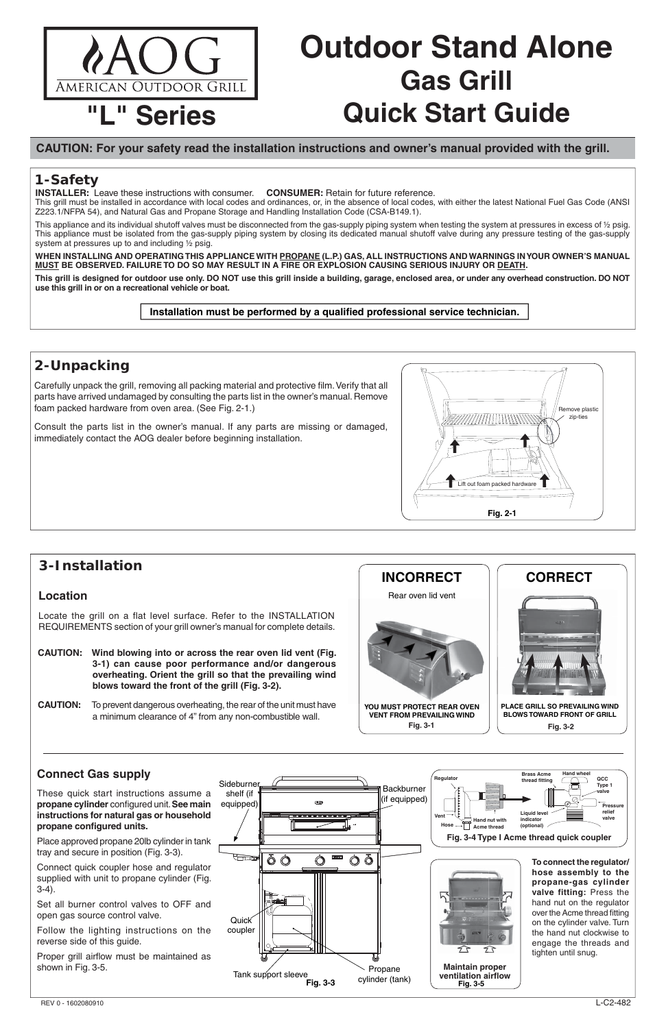# AOG American Outdoor Grill

# "L" Series

# Outdoor Stand Alone Gas Grill Quick Start Guide

**CAUTION: For your safety read the installation instructions and owner's manual provided with the grill.**

## 1-Safety

**INSTALLER:** Leave these instructions with consumer. **CONSUMER:** Retain for future reference.
This grill must be installed in accordance with local codes and ordinances, or, in the absence of local codes, with either the latest National Fuel Gas Code (ANSI Z223.1/NFPA 54), and Natural Gas and Propane Storage and Handling Installation Code (CSA-B149.1).

This appliance and its individual shutoff valves must be disconnected from the gas-supply piping system when testing the system at pressures in excess of ½ psig. This appliance must be isolated from the gas-supply piping system by closing its dedicated manual shutoff valve during any pressure testing of the gas-supply system at pressures up to and including ½ psig.

**WHEN INSTALLING AND OPERATING THIS APPLIANCE WITH PROPANE (L.P.) GAS, ALL INSTRUCTIONS AND WARNINGS IN YOUR OWNER'S MANUAL MUST BE OBSERVED. FAILURE TO DO SO MAY RESULT IN A FIRE OR EXPLOSION CAUSING SERIOUS INJURY OR DEATH.**

**This grill is designed for outdoor use only. DO NOT use this grill inside a building, garage, enclosed area, or under any overhead construction. DO NOT use this grill in or on a recreational vehicle or boat.**

**Installation must be performed by a qualified professional service technician.**

## 2-Unpacking

Carefully unpack the grill, removing all packing material and protective film. Verify that all parts have arrived undamaged by consulting the parts list in the owner's manual. Remove foam packed hardware from oven area. (See Fig. 2-1.)

Consult the parts list in the owner's manual. If any parts are missing or damaged, immediately contact the AOG dealer before beginning installation.

Remove plastic zip-ties

Lift out foam packed hardware

Fig. 2-1

## 3-Installation

### Location

Locate the grill on a flat level surface. Refer to the INSTALLATION REQUIREMENTS section of your grill owner's manual for complete details.

**CAUTION: Wind blowing into or across the rear oven lid vent (Fig. 3-1) can cause poor performance and/or dangerous overheating. Orient the grill so that the prevailing wind blows toward the front of the grill (Fig. 3-2).**

**CAUTION:** To prevent dangerous overheating, the rear of the unit must have a minimum clearance of 4" from any non-combustible wall.

**INCORRECT**

Rear oven lid vent

**YOU MUST PROTECT REAR OVEN VENT FROM PREVAILING WIND**

Fig. 3-1

**CORRECT**

**PLACE GRILL SO PREVAILING WIND BLOWS TOWARD FRONT OF GRILL**

Fig. 3-2

### Connect Gas supply

These quick start instructions assume a **propane cylinder** configured unit. **See main instructions for natural gas or household propane configured units.**

Place approved propane 20lb cylinder in tank tray and secure in position (Fig. 3-3).

Connect quick coupler hose and regulator supplied with unit to propane cylinder (Fig. 3-4).

Set all burner control valves to OFF and open gas source control valve.

Follow the lighting instructions on the reverse side of this guide.

Proper grill airflow must be maintained as shown in Fig. 3-5.

Sideburner shelf (if equipped)

Backburner (if equipped)

Quick coupler

Tank support sleeve

Propane cylinder (tank)

Fig. 3-3

Regulator, Vent, Hose, Hand nut with Acme thread, Brass Acme thread fitting, Liquid level indicator (optional), Hand wheel, QCC Type 1 valve, Pressure relief valve

**Fig. 3-4 Type I Acme thread quick coupler**

**Maintain proper ventilation airflow**

Fig. 3-5

**To connect the regulator/hose assembly to the propane-gas cylinder valve fitting:** Press the hand nut on the regulator over the Acme thread fitting on the cylinder valve. Turn the hand nut clockwise to engage the threads and tighten until snug.

REV 0 - 1602080910

L-C2-482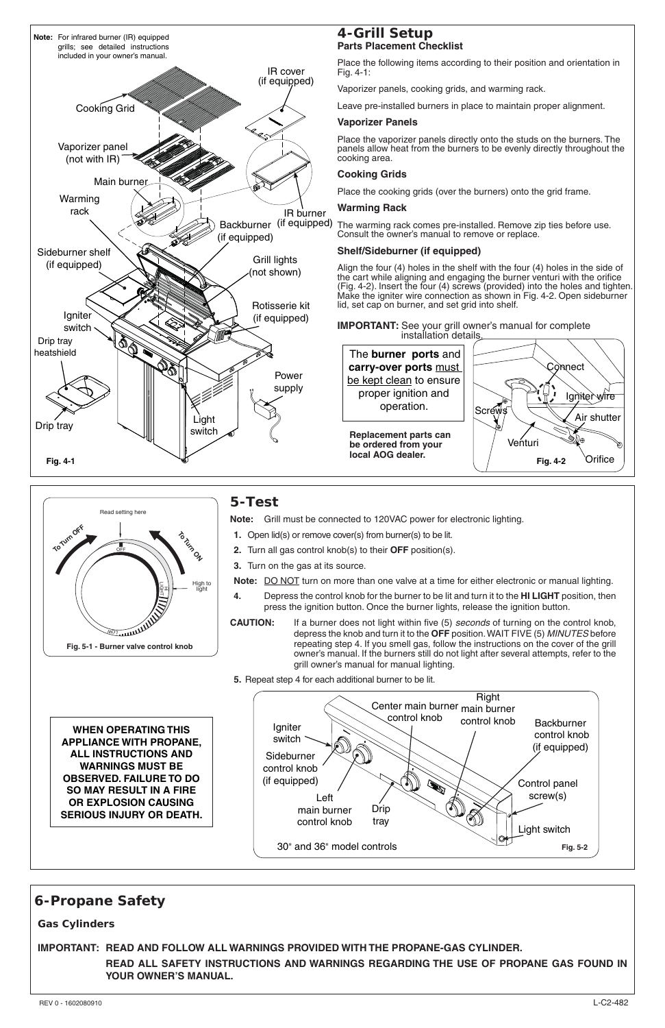**Note:** For infrared burner (IR) equipped grills; see detailed instructions included in your owner's manual.

IR cover (if equipped)
Cooking Grid
Vaporizer panel (not with IR)
Main burner
Warming rack
IR burner (if equipped)
Backburner (if equipped)
Sideburner shelf (if equipped)
Grill lights (not shown)
Rotisserie kit (if equipped)
Igniter switch
Drip tray heatshield
Power supply
Drip tray
Light switch

Fig. 4-1

## 4-Grill Setup

### Parts Placement Checklist

Place the following items according to their position and orientation in Fig. 4-1:

Vaporizer panels, cooking grids, and warming rack.

Leave pre-installed burners in place to maintain proper alignment.

### Vaporizer Panels

Place the vaporizer panels directly onto the studs on the burners. The panels allow heat from the burners to be evenly directly throughout the cooking area.

### Cooking Grids

Place the cooking grids (over the burners) onto the grid frame.

### Warming Rack

The warming rack comes pre-installed. Remove zip ties before use. Consult the owner's manual to remove or replace.

### Shelf/Sideburner (if equipped)

Align the four (4) holes in the shelf with the four (4) holes in the side of the cart while aligning and engaging the burner venturi with the orifice (Fig. 4-2). Insert the four (4) screws (provided) into the holes and tighten. Make the igniter wire connection as shown in Fig. 4-2. Open sideburner lid, set cap on burner, and set grid into shelf.

**IMPORTANT:** See your grill owner's manual for complete installation details.

The **burner ports** and **carry-over ports** must be kept clean to ensure proper ignition and operation.

**Replacement parts can be ordered from your local AOG dealer.**

Connect
Igniter wire
Screws
Air shutter
Venturi
Orifice

Fig. 4-2

## 5-Test

Read setting here
To Turn OFF
To Turn ON
OFF
High to light
HI LIGHT
LOW

**Fig. 5-1 - Burner valve control knob**

**Note:** Grill must be connected to 120VAC power for electronic lighting.

1. Open lid(s) or remove cover(s) from burner(s) to be lit.
2. Turn all gas control knob(s) to their **OFF** position(s).
3. Turn on the gas at its source.

**Note:** DO NOT turn on more than one valve at a time for either electronic or manual lighting.

4. Depress the control knob for the burner to be lit and turn it to the **HI LIGHT** position, then press the ignition button. Once the burner lights, release the ignition button.

**CAUTION:** If a burner does not light within five (5) *seconds* of turning on the control knob, depress the knob and turn it to the **OFF** position. WAIT FIVE (5) *MINUTES* before repeating step 4. If you smell gas, follow the instructions on the cover of the grill owner's manual. If the burners still do not light after several attempts, refer to the grill owner's manual for manual lighting.

5. Repeat step 4 for each additional burner to be lit.

**WHEN OPERATING THIS APPLIANCE WITH PROPANE, ALL INSTRUCTIONS AND WARNINGS MUST BE OBSERVED. FAILURE TO DO SO MAY RESULT IN A FIRE OR EXPLOSION CAUSING SERIOUS INJURY OR DEATH.**

Igniter switch
Sideburner control knob (if equipped)
Left main burner control knob
Drip tray
Center main burner control knob
Right main burner control knob
Backburner control knob (if equipped)
Control panel screw(s)
Light switch
30" and 36" model controls

Fig. 5-2

## 6-Propane Safety

### Gas Cylinders

**IMPORTANT: READ AND FOLLOW ALL WARNINGS PROVIDED WITH THE PROPANE-GAS CYLINDER.**

**READ ALL SAFETY INSTRUCTIONS AND WARNINGS REGARDING THE USE OF PROPANE GAS FOUND IN YOUR OWNER'S MANUAL.**

REV 0 - 1602080910

L-C2-482